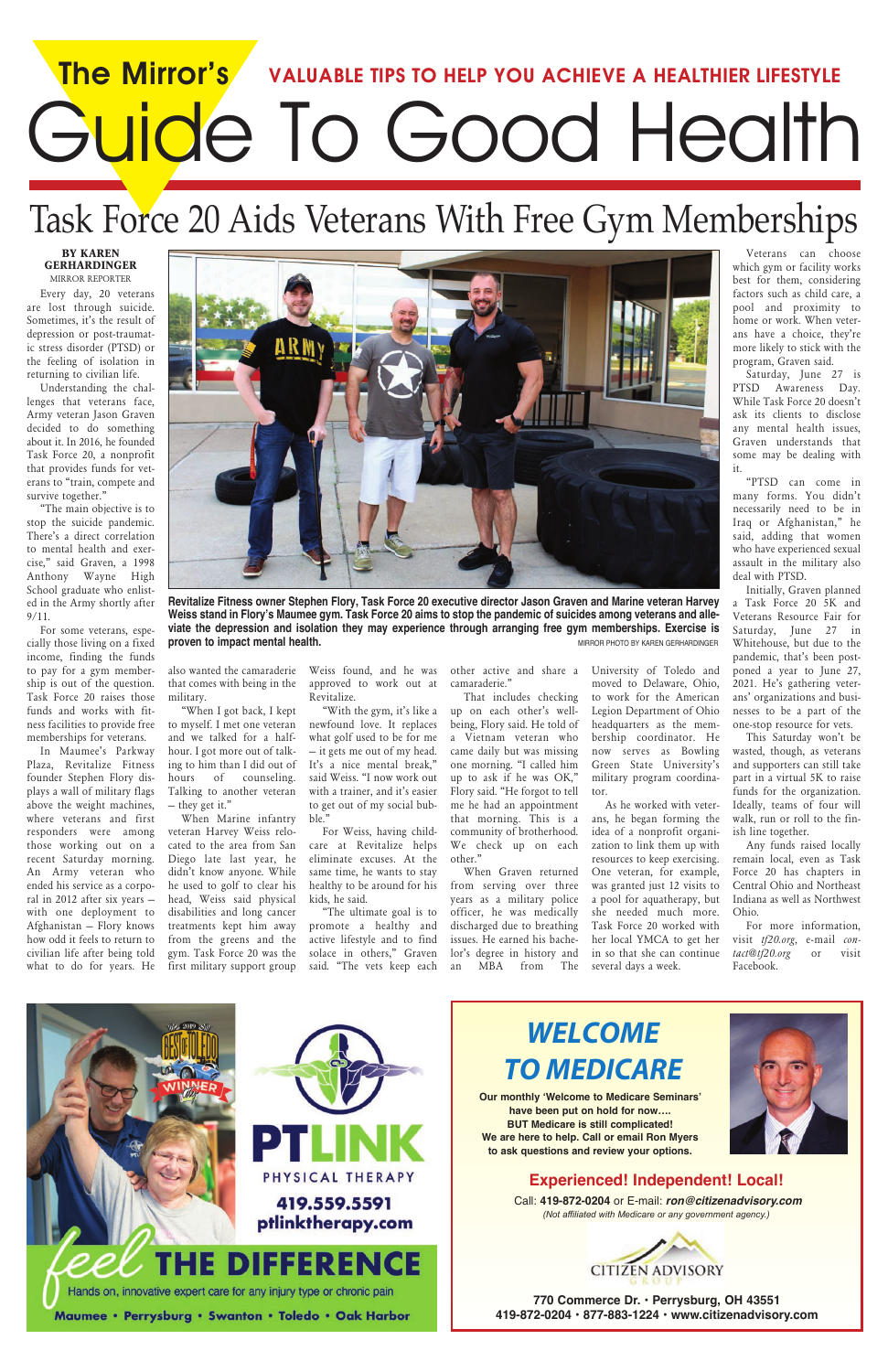# The Mirror's Guide To Good Health

## VALUABLE TIPS TO HELP YOU ACHIEVE A HEALTHIER LIFESTYLE

# Task Force 20 Aids Veterans With Free Gym Memberships

**BY KAREN GERHARDINGER**
MIRROR REPORTER

Every day, 20 veterans are lost through suicide. Sometimes, it's the result of depression or post-traumatic stress disorder (PTSD) or the feeling of isolation in returning to civilian life.

Understanding the challenges that veterans face, Army veteran Jason Graven decided to do something about it. In 2016, he founded Task Force 20, a nonprofit that provides funds for veterans to "train, compete and survive together."

"The main objective is to stop the suicide pandemic. There's a direct correlation to mental health and exercise," said Graven, a 1998 Anthony Wayne High School graduate who enlisted in the Army shortly after 9/11.

For some veterans, especially those living on a fixed income, finding the funds to pay for a gym membership is out of the question. Task Force 20 raises those funds and works with fitness facilities to provide free memberships for veterans.

In Maumee's Parkway Plaza, Revitalize Fitness founder Stephen Flory displays a wall of military flags above the weight machines, where veterans and first responders were among those working out on a recent Saturday morning. An Army veteran who ended his service as a corporal in 2012 after six years – with one deployment to Afghanistan – Flory knows how odd it feels to return to civilian life after being told what to do for years. He also wanted the camaraderie that comes with being in the military.

"When I got back, I kept to myself. I met one veteran and we talked for a half-hour. I got more out of talking to him than I did out of hours of counseling. Talking to another veteran – they get it."

When Marine infantry veteran Harvey Weiss relocated to the area from San Diego late last year, he didn't know anyone. While he used to golf to clear his head, Weiss said physical disabilities and long cancer treatments kept him away from the greens and the gym. Task Force 20 was the first military support group Weiss found, and he was approved to work out at Revitalize.

"With the gym, it's like a newfound love. It replaces what golf used to be for me – it gets me out of my head. It's a nice mental break," said Weiss. "I now work out with a trainer, and it's easier to get out of my social bubble."

For Weiss, having childcare at Revitalize helps eliminate excuses. At the same time, he wants to stay healthy to be around for his kids, he said.

"The ultimate goal is to promote a healthy and active lifestyle and to find solace in others," Graven said. "The vets keep each other active and share a camaraderie."

That includes checking up on each other's well-being, Flory said. He told of a Vietnam veteran who came daily but was missing one morning. "I called him up to ask if he was OK," Flory said. "He forgot to tell me he had an appointment that morning. This is a community of brotherhood. We check up on each other."

When Graven returned from serving over three years as a military police officer, he was medically discharged due to breathing issues. He earned his bachelor's degree in history and an MBA from The University of Toledo and moved to Delaware, Ohio, to work for the American Legion Department of Ohio headquarters as the membership coordinator. He now serves as Bowling Green State University's military program coordinator.

As he worked with veterans, he began forming the idea of a nonprofit organization to link them up with resources to keep exercising. One veteran, for example, was granted just 12 visits to a pool for aquatherapy, but she needed much more. Task Force 20 worked with her local YMCA to get her in so that she can continue several days a week.

Veterans can choose which gym or facility works best for them, considering factors such as child care, a pool and proximity to home or work. When veterans have a choice, they're more likely to stick with the program, Graven said.

Saturday, June 27 is PTSD Awareness Day. While Task Force 20 doesn't ask its clients to disclose any mental health issues, Graven understands that some may be dealing with it.

"PTSD can come in many forms. You didn't necessarily need to be in Iraq or Afghanistan," he said, adding that women who have experienced sexual assault in the military also deal with PTSD.

Initially, Graven planned a Task Force 20 5K and Veterans Resource Fair for Saturday, June 27 in Whitehouse, but due to the pandemic, that's been postponed a year to June 27, 2021. He's gathering veterans' organizations and businesses to be a part of the one-stop resource for vets.

This Saturday won't be wasted, though, as veterans and supporters can still take part in a virtual 5K to raise funds for the organization. Ideally, teams of four will walk, run or roll to the finish line together.

Any funds raised locally remain local, even as Task Force 20 has chapters in Central Ohio and Northeast Indiana as well as Northwest Ohio.

For more information, visit *tf20.org*, e-mail *contact@tf20.org* or visit Facebook.

**Revitalize Fitness owner Stephen Flory, Task Force 20 executive director Jason Graven and Marine veteran Harvey Weiss stand in Flory's Maumee gym. Task Force 20 aims to stop the pandemic of suicides among veterans and alleviate the depression and isolation they may experience through arranging free gym memberships. Exercise is proven to impact mental health.** MIRROR PHOTO BY KAREN GERHARDINGER

---

**PTLINK PHYSICAL THERAPY**
419.559.5591
ptlinktherapy.com

feel THE DIFFERENCE
Hands on, innovative expert care for any injury type or chronic pain
Maumee • Perrysburg • Swanton • Toledo • Oak Harbor

---

## WELCOME TO MEDICARE

**Our monthly 'Welcome to Medicare Seminars' have been put on hold for now.... BUT Medicare is still complicated! We are here to help. Call or email Ron Myers to ask questions and review your options.**

**Experienced! Independent! Local!**

Call: **419-872-0204** or E-mail: ***ron@citizenadvisory.com***
*(Not affiliated with Medicare or any government agency.)*

CITIZEN ADVISORY GROUP

**770 Commerce Dr. • Perrysburg, OH 43551**
**419-872-0204 • 877-883-1224 • www.citizenadvisory.com**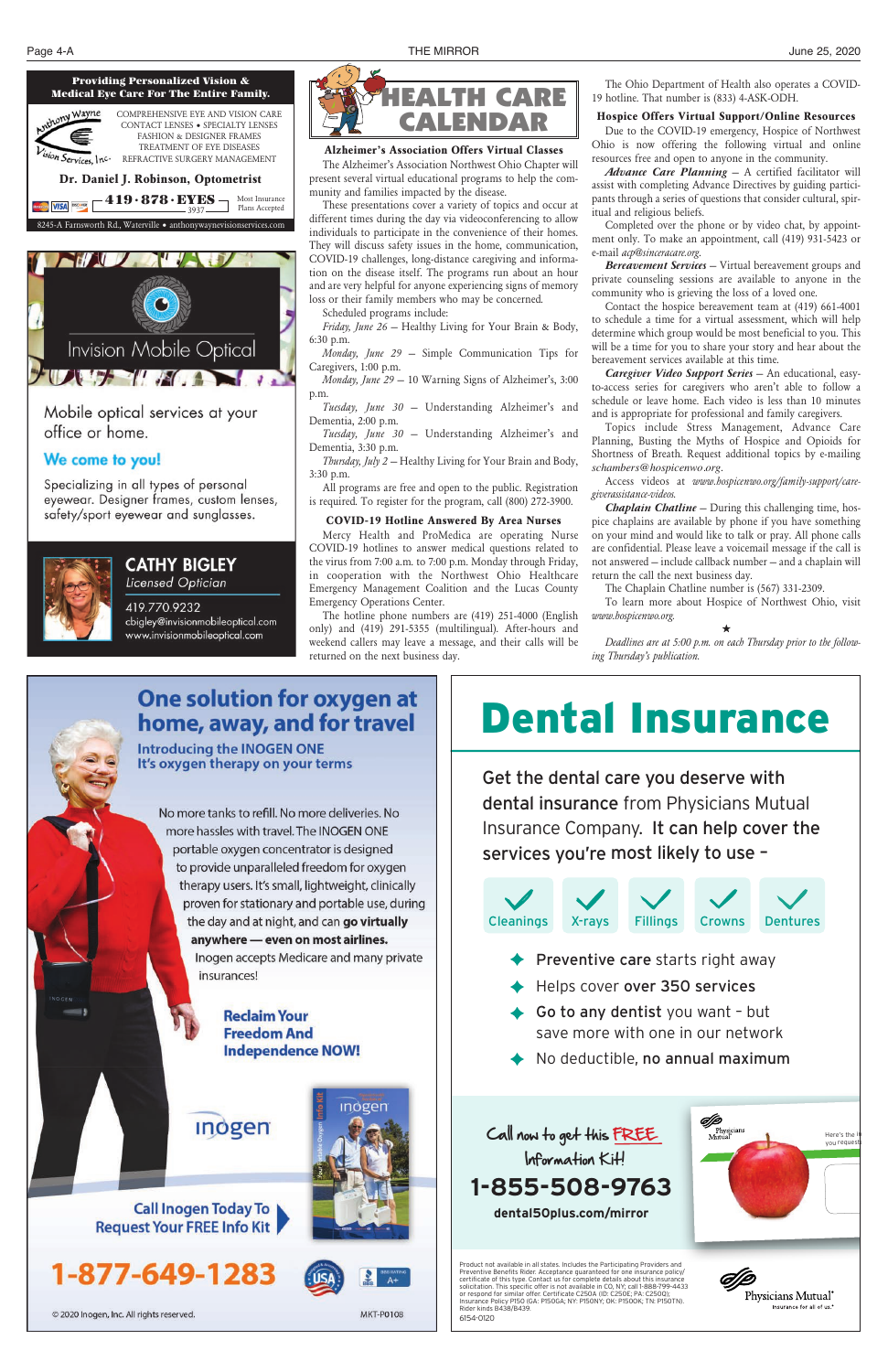**Providing Personalized Vision & Medical Eye Care For The Entire Family.**

Anthony Wayne Vision Services, Inc.

COMPREHENSIVE EYE AND VISION CARE
CONTACT LENSES • SPECIALTY LENSES
FASHION & DESIGNER FRAMES
TREATMENT OF EYE DISEASES
REFRACTIVE SURGERY MANAGEMENT

**Dr. Daniel J. Robinson, Optometrist**

**419·878·EYES** 3937

Most Insurance Plans Accepted

8245-A Farnsworth Rd., Waterville • anthonywaynevisionservices.com

Invision Mobile Optical

Mobile optical services at your office or home.

**We come to you!**

Specializing in all types of personal eyewear. Designer frames, custom lenses, safety/sport eyewear and sunglasses.

**CATHY BIGLEY**
*Licensed Optician*
419.770.9232
cbigley@invisionmobileoptical.com
www.invisionmobileoptical.com

# HEALTH CARE CALENDAR

### Alzheimer's Association Offers Virtual Classes

The Alzheimer's Association Northwest Ohio Chapter will present several virtual educational programs to help the community and families impacted by the disease.

These presentations cover a variety of topics and occur at different times during the day via videoconferencing to allow individuals to participate in the convenience of their homes. They will discuss safety issues in the home, communication, COVID-19 challenges, long-distance caregiving and information on the disease itself. The programs run about an hour and are very helpful for anyone experiencing signs of memory loss or their family members who may be concerned.

Scheduled programs include:

*Friday, June 26* – Healthy Living for Your Brain & Body, 6:30 p.m.

*Monday, June 29* – Simple Communication Tips for Caregivers, 1:00 p.m.

*Monday, June 29* – 10 Warning Signs of Alzheimer's, 3:00 p.m.

*Tuesday, June 30* – Understanding Alzheimer's and Dementia, 2:00 p.m.

*Tuesday, June 30* – Understanding Alzheimer's and Dementia, 3:30 p.m.

*Thursday, July 2* – Healthy Living for Your Brain and Body, 3:30 p.m.

All programs are free and open to the public. Registration is required. To register for the program, call (800) 272-3900.

### COVID-19 Hotline Answered By Area Nurses

Mercy Health and ProMedica are operating Nurse COVID-19 hotlines to answer medical questions related to the virus from 7:00 a.m. to 7:00 p.m. Monday through Friday, in cooperation with the Northwest Ohio Healthcare Emergency Management Coalition and the Lucas County Emergency Operations Center.

The hotline phone numbers are (419) 251-4000 (English only) and (419) 291-5355 (multilingual). After-hours and weekend callers may leave a message, and their calls will be returned on the next business day.

The Ohio Department of Health also operates a COVID-19 hotline. That number is (833) 4-ASK-ODH.

### Hospice Offers Virtual Support/Online Resources

Due to the COVID-19 emergency, Hospice of Northwest Ohio is now offering the following virtual and online resources free and open to anyone in the community.

***Advance Care Planning*** – A certified facilitator will assist with completing Advance Directives by guiding participants through a series of questions that consider cultural, spiritual and religious beliefs.

Completed over the phone or by video chat, by appointment only. To make an appointment, call (419) 931-5423 or e-mail *acp@sinceracare.org*.

***Bereavement Services*** – Virtual bereavement groups and private counseling sessions are available to anyone in the community who is grieving the loss of a loved one.

Contact the hospice bereavement team at (419) 661-4001 to schedule a time for a virtual assessment, which will help determine which group would be most beneficial to you. This will be a time for you to share your story and hear about the bereavement services available at this time.

***Caregiver Video Support Series*** – An educational, easy-to-access series for caregivers who aren't able to follow a schedule or leave home. Each video is less than 10 minutes and is appropriate for professional and family caregivers.

Topics include Stress Management, Advance Care Planning, Busting the Myths of Hospice and Opioids for Shortness of Breath. Request additional topics by e-mailing *schambers@hospicenwo.org*.

Access videos at *www.hospicenwo.org/family-support/caregiverassistance-videos*.

***Chaplain Chatline*** – During this challenging time, hospice chaplains are available by phone if you have something on your mind and would like to talk or pray. All phone calls are confidential. Please leave a voicemail message if the call is not answered – include callback number – and a chaplain will return the call the next business day.

The Chaplain Chatline number is (567) 331-2309.

To learn more about Hospice of Northwest Ohio, visit *www.hospicenwo.org*.

★

*Deadlines are at 5:00 p.m. on each Thursday prior to the following Thursday's publication.*

## One solution for oxygen at home, away, and for travel

**Introducing the INOGEN ONE**
**It's oxygen therapy on your terms**

No more tanks to refill. No more deliveries. No more hassles with travel. The INOGEN ONE portable oxygen concentrator is designed to provide unparalleled freedom for oxygen therapy users. It's small, lightweight, clinically proven for stationary and portable use, during the day and at night, and can **go virtually anywhere — even on most airlines.** Inogen accepts Medicare and many private insurances!

**Reclaim Your Freedom And Independence NOW!**

inogen

**Call Inogen Today To Request Your FREE Info Kit**

**1-877-649-1283**

© 2020 Inogen, Inc. All rights reserved. MKT-P0108

## Dental Insurance

Get the dental care you deserve with **dental insurance** from Physicians Mutual Insurance Company. **It can help cover the services you're most likely to use –**

Cleanings | X-rays | Fillings | Crowns | Dentures

- **Preventive care** starts right away
- Helps cover **over 350 services**
- **Go to any dentist** you want – but save more with one in our network
- No deductible, **no annual maximum**

Call now to get this FREE Information Kit!

**1-855-508-9763**

**dental50plus.com/mirror**

Product not available in all states. Includes the Participating Providers and Preventive Benefits Rider. Acceptance guaranteed for one insurance policy/certificate of this type. Contact us for complete details about this insurance solicitation. This specific offer is not available in CO, NY; call 1-888-799-4433 or respond for similar offer. Certificate C250A (ID: C250E; PA: C250Q); Insurance Policy P150 (GA: P150GA; NY: P150NY; OK: P150OK; TN: P150TN). Rider kinds B438/B439.

6154-0120

Physicians Mutual® Insurance for all of us.®